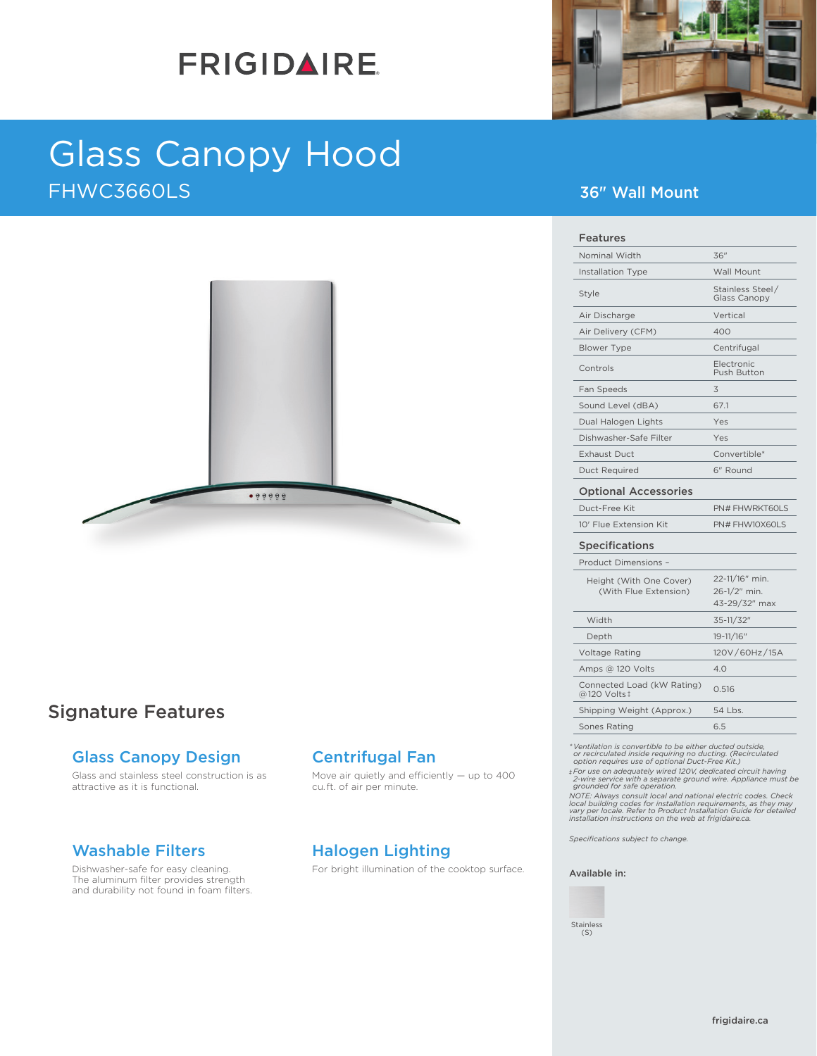# FRIGIDAIRE

# Glass Canopy Hood

## FHWC3660LS

## 36" Wall Mount

## Signature Features

### Glass Canopy Design

Glass and stainless steel construction is as attractive as it is functional.

### Centrifugal Fan

Move air quietly and efficiently — up to 400 cu.ft. of air per minute.

### Washable Filters

Dishwasher-safe for easy cleaning. The aluminum filter provides strength and durability not found in foam filters.

### Halogen Lighting

For bright illumination of the cooktop surface.

| Features | |
|---|---|
| Nominal Width | 36" |
| Installation Type | Wall Mount |
| Style | Stainless Steel/ Glass Canopy |
| Air Discharge | Vertical |
| Air Delivery (CFM) | 400 |
| Blower Type | Centrifugal |
| Controls | Electronic Push Button |
| Fan Speeds | 3 |
| Sound Level (dBA) | 67.1 |
| Dual Halogen Lights | Yes |
| Dishwasher-Safe Filter | Yes |
| Exhaust Duct | Convertible* |
| Duct Required | 6" Round |

| Optional Accessories | |
|---|---|
| Duct-Free Kit | PN# FHWRKT60LS |
| 10' Flue Extension Kit | PN# FHW10X60LS |

| Specifications | |
|---|---|
| Product Dimensions – | |
| Height (With One Cover) (With Flue Extension) | 22-11/16" min. 26-1/2" min. 43-29/32" max |
| Width | 35-11/32" |
| Depth | 19-11/16" |
| Voltage Rating | 120V/60Hz/15A |
| Amps @ 120 Volts | 4.0 |
| Connected Load (kW Rating) @120 Volts‡ | 0.516 |
| Shipping Weight (Approx.) | 54 Lbs. |
| Sones Rating | 6.5 |

*\*Ventilation is convertible to be either ducted outside, or recirculated inside requiring no ducting. (Recirculated option requires use of optional Duct-Free Kit.)*

*‡For use on adequately wired 120V, dedicated circuit having 2-wire service with a separate ground wire. Appliance must be grounded for safe operation.*

*NOTE: Always consult local and national electric codes. Check local building codes for installation requirements, as they may vary per locale. Refer to Product Installation Guide for detailed installation instructions on the web at frigidaire.ca.*

*Specifications subject to change.*

**Available in:**

Stainless (S)

frigidaire.ca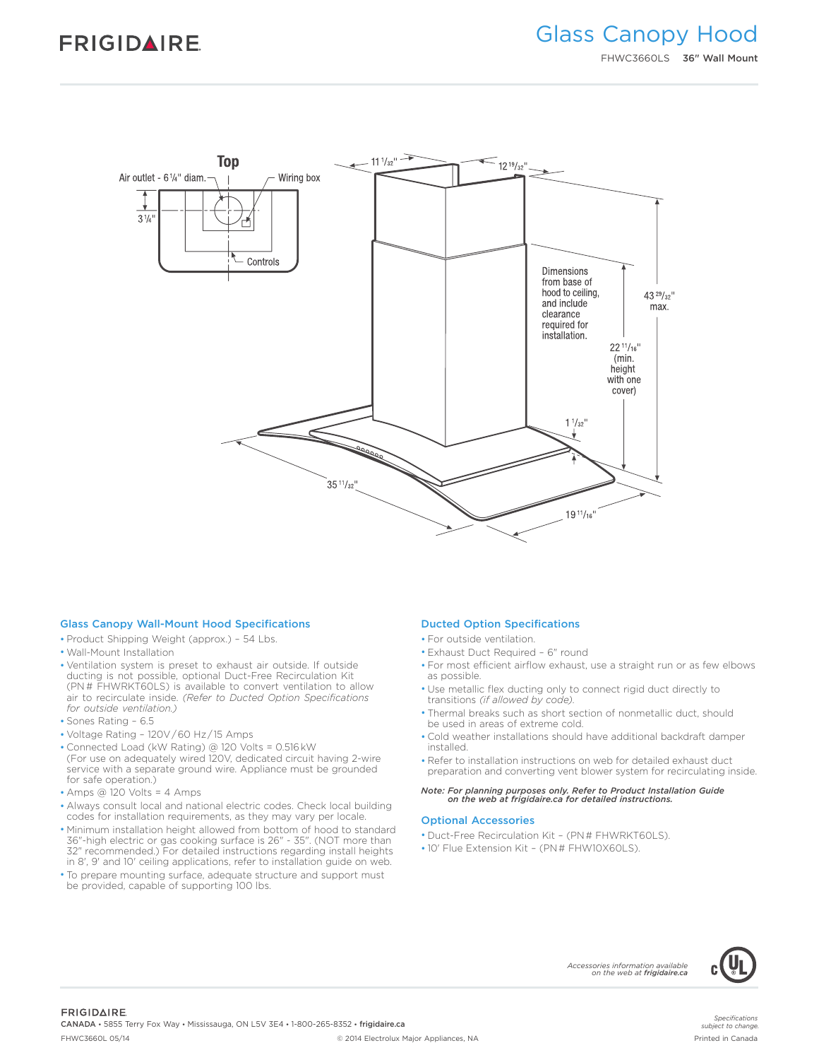FRIGIDAIRE

# Glass Canopy Hood

FHWC3660LS **36" Wall Mount**

Top

Air outlet - 6 1/4" diam.

Wiring box

3 1/4"

Controls

11 1/32"

12 19/32"

Dimensions from base of hood to ceiling, and include clearance required for installation.

43 29/32" max.

22 11/16" (min. height with one cover)

1 1/32"

35 11/32"

19 11/16"

## Glass Canopy Wall-Mount Hood Specifications

- Product Shipping Weight (approx.) – 54 Lbs.
- Wall-Mount Installation
- Ventilation system is preset to exhaust air outside. If outside ducting is not possible, optional Duct-Free Recirculation Kit (PN# FHWRKT60LS) is available to convert ventilation to allow air to recirculate inside. *(Refer to Ducted Option Specifications for outside ventilation.)*
- Sones Rating – 6.5
- Voltage Rating – 120V / 60 Hz / 15 Amps
- Connected Load (kW Rating) @ 120 Volts = 0.516 kW
  (For use on adequately wired 120V, dedicated circuit having 2-wire service with a separate ground wire. Appliance must be grounded for safe operation.)
- Amps @ 120 Volts = 4 Amps
- Always consult local and national electric codes. Check local building codes for installation requirements, as they may vary per locale.
- Minimum installation height allowed from bottom of hood to standard 36"-high electric or gas cooking surface is 26" - 35". (NOT more than 32" recommended.) For detailed instructions regarding install heights in 8', 9' and 10' ceiling applications, refer to installation guide on web.
- To prepare mounting surface, adequate structure and support must be provided, capable of supporting 100 lbs.

## Ducted Option Specifications

- For outside ventilation.
- Exhaust Duct Required – 6" round
- For most efficient airflow exhaust, use a straight run or as few elbows as possible.
- Use metallic flex ducting only to connect rigid duct directly to transitions *(if allowed by code)*.
- Thermal breaks such as short section of nonmetallic duct, should be used in areas of extreme cold.
- Cold weather installations should have additional backdraft damper installed.
- Refer to installation instructions on web for detailed exhaust duct preparation and converting vent blower system for recirculating inside.

***Note: For planning purposes only. Refer to Product Installation Guide on the web at frigidaire.ca for detailed instructions.***

## Optional Accessories

- Duct-Free Recirculation Kit – (PN# FHWRKT60LS).
- 10' Flue Extension Kit – (PN# FHW10X60LS).

*Accessories information available on the web at **frigidaire.ca***

FRIGIDAIRE
CANADA • 5855 Terry Fox Way • Mississauga, ON L5V 3E4 • 1-800-265-8352 • **frigidaire.ca**

FHWC3660L 05/14 © 2014 Electrolux Major Appliances, NA

*Specifications subject to change.*

Printed in Canada